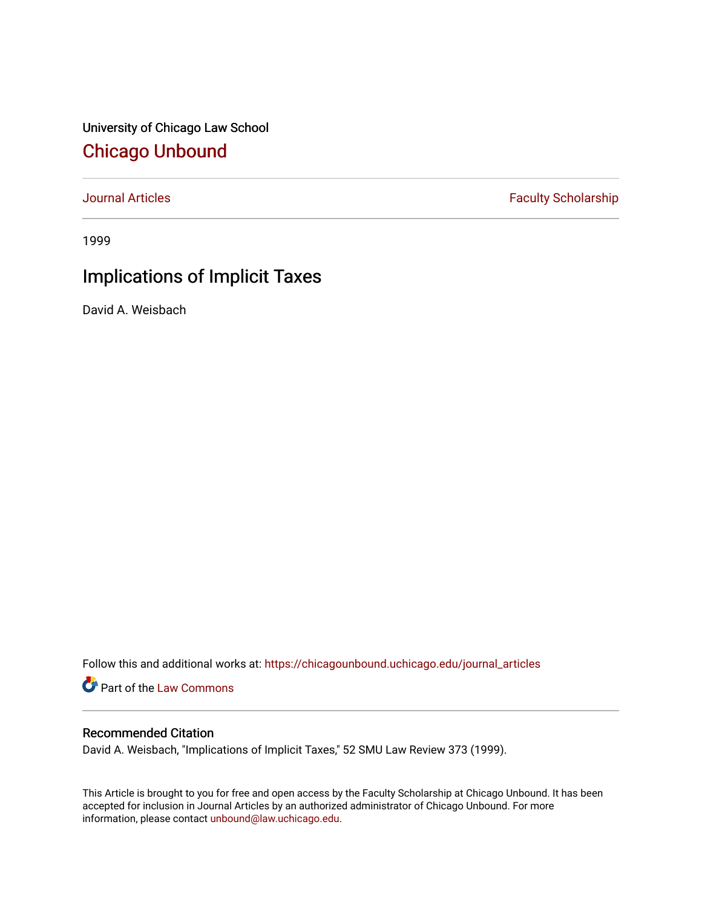University of Chicago Law School

# Chicago Unbound

Journal Articles | Faculty Scholarship

1999

## Implications of Implicit Taxes

David A. Weisbach

Follow this and additional works at: https://chicagounbound.uchicago.edu/journal_articles

Part of the Law Commons

### Recommended Citation

David A. Weisbach, "Implications of Implicit Taxes," 52 SMU Law Review 373 (1999).

This Article is brought to you for free and open access by the Faculty Scholarship at Chicago Unbound. It has been accepted for inclusion in Journal Articles by an authorized administrator of Chicago Unbound. For more information, please contact unbound@law.uchicago.edu.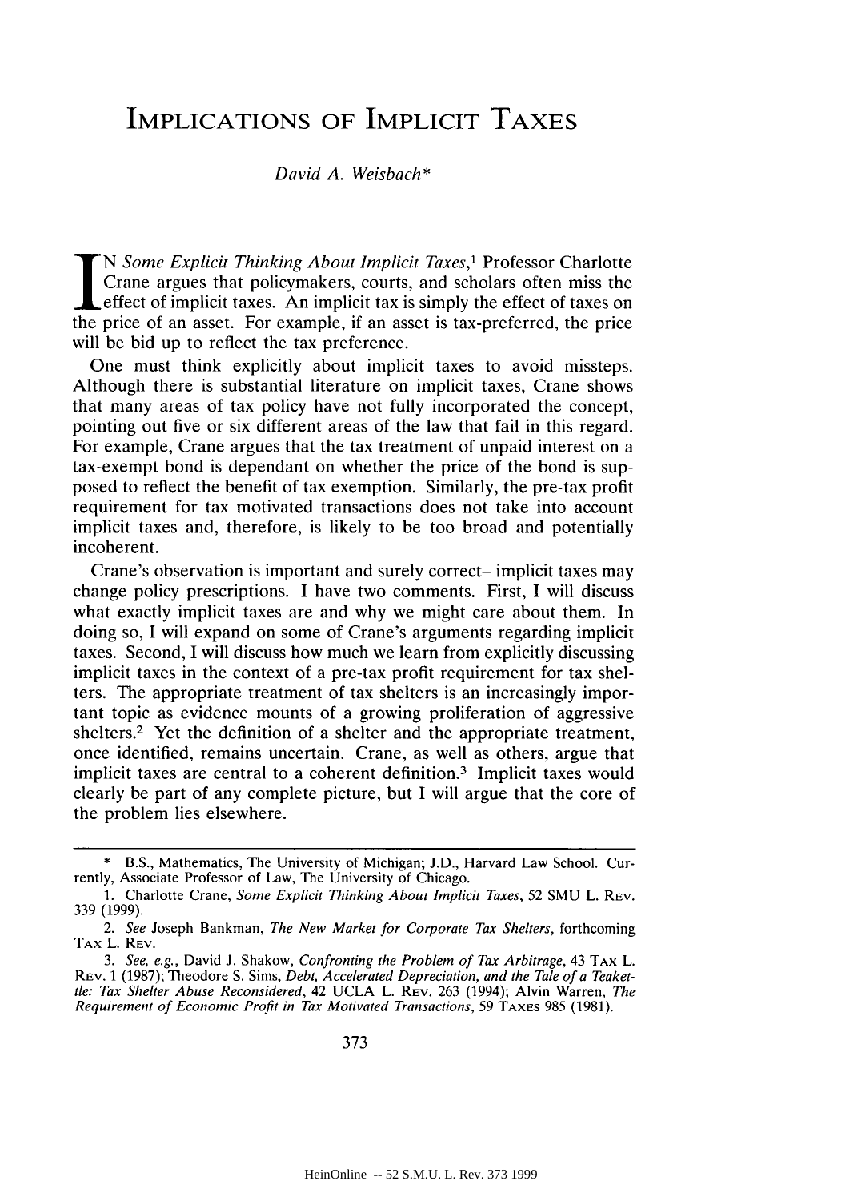# IMPLICATIONS OF IMPLICIT TAXES

*David A. Weisbach\**

IN *Some Explicit Thinking About Implicit Taxes*,[1] Professor Charlotte Crane argues that policymakers, courts, and scholars often miss the effect of implicit taxes. An implicit tax is simply the effect of taxes on the price of an asset. For example, if an asset is tax-preferred, the price will be bid up to reflect the tax preference.

One must think explicitly about implicit taxes to avoid missteps. Although there is substantial literature on implicit taxes, Crane shows that many areas of tax policy have not fully incorporated the concept, pointing out five or six different areas of the law that fail in this regard. For example, Crane argues that the tax treatment of unpaid interest on a tax-exempt bond is dependant on whether the price of the bond is supposed to reflect the benefit of tax exemption. Similarly, the pre-tax profit requirement for tax motivated transactions does not take into account implicit taxes and, therefore, is likely to be too broad and potentially incoherent.

Crane's observation is important and surely correct– implicit taxes may change policy prescriptions. I have two comments. First, I will discuss what exactly implicit taxes are and why we might care about them. In doing so, I will expand on some of Crane's arguments regarding implicit taxes. Second, I will discuss how much we learn from explicitly discussing implicit taxes in the context of a pre-tax profit requirement for tax shelters. The appropriate treatment of tax shelters is an increasingly important topic as evidence mounts of a growing proliferation of aggressive shelters.[2] Yet the definition of a shelter and the appropriate treatment, once identified, remains uncertain. Crane, as well as others, argue that implicit taxes are central to a coherent definition.[3] Implicit taxes would clearly be part of any complete picture, but I will argue that the core of the problem lies elsewhere.

---

\* B.S., Mathematics, The University of Michigan; J.D., Harvard Law School. Currently, Associate Professor of Law, The University of Chicago.

1. Charlotte Crane, *Some Explicit Thinking About Implicit Taxes*, 52 SMU L. REV. 339 (1999).

2. *See* Joseph Bankman, *The New Market for Corporate Tax Shelters*, forthcoming TAX L. REV.

3. *See, e.g.*, David J. Shakow, *Confronting the Problem of Tax Arbitrage*, 43 TAX L. REV. 1 (1987); Theodore S. Sims, *Debt, Accelerated Depreciation, and the Tale of a Teakettle: Tax Shelter Abuse Reconsidered*, 42 UCLA L. REV. 263 (1994); Alvin Warren, *The Requirement of Economic Profit in Tax Motivated Transactions*, 59 TAXES 985 (1981).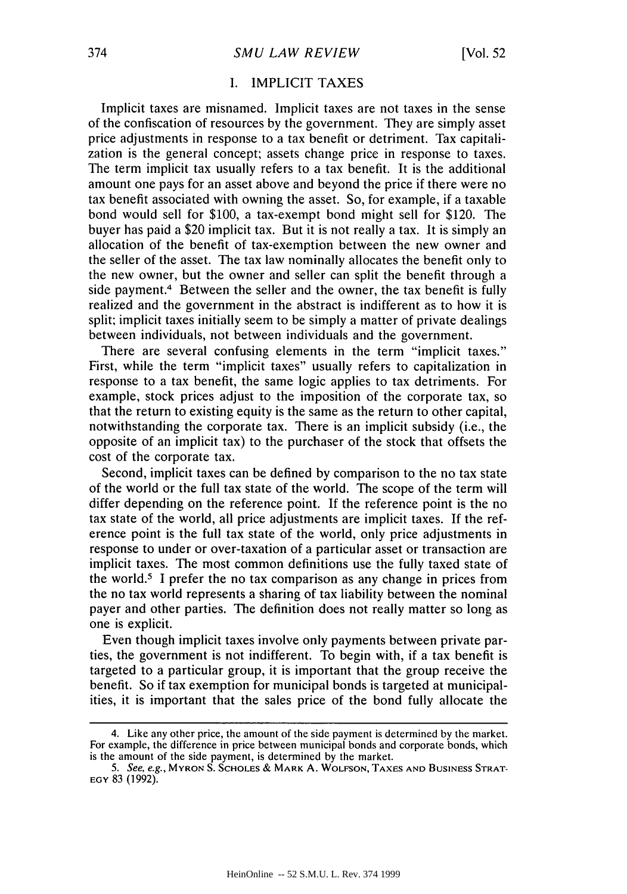## I. IMPLICIT TAXES

Implicit taxes are misnamed. Implicit taxes are not taxes in the sense of the confiscation of resources by the government. They are simply asset price adjustments in response to a tax benefit or detriment. Tax capitalization is the general concept; assets change price in response to taxes. The term implicit tax usually refers to a tax benefit. It is the additional amount one pays for an asset above and beyond the price if there were no tax benefit associated with owning the asset. So, for example, if a taxable bond would sell for $100, a tax-exempt bond might sell for $120. The buyer has paid a $20 implicit tax. But it is not really a tax. It is simply an allocation of the benefit of tax-exemption between the new owner and the seller of the asset. The tax law nominally allocates the benefit only to the new owner, but the owner and seller can split the benefit through a side payment.[4] Between the seller and the owner, the tax benefit is fully realized and the government in the abstract is indifferent as to how it is split; implicit taxes initially seem to be simply a matter of private dealings between individuals, not between individuals and the government.

There are several confusing elements in the term "implicit taxes." First, while the term "implicit taxes" usually refers to capitalization in response to a tax benefit, the same logic applies to tax detriments. For example, stock prices adjust to the imposition of the corporate tax, so that the return to existing equity is the same as the return to other capital, notwithstanding the corporate tax. There is an implicit subsidy (i.e., the opposite of an implicit tax) to the purchaser of the stock that offsets the cost of the corporate tax.

Second, implicit taxes can be defined by comparison to the no tax state of the world or the full tax state of the world. The scope of the term will differ depending on the reference point. If the reference point is the no tax state of the world, all price adjustments are implicit taxes. If the reference point is the full tax state of the world, only price adjustments in response to under or over-taxation of a particular asset or transaction are implicit taxes. The most common definitions use the fully taxed state of the world.[5] I prefer the no tax comparison as any change in prices from the no tax world represents a sharing of tax liability between the nominal payer and other parties. The definition does not really matter so long as one is explicit.

Even though implicit taxes involve only payments between private parties, the government is not indifferent. To begin with, if a tax benefit is targeted to a particular group, it is important that the group receive the benefit. So if tax exemption for municipal bonds is targeted at municipalities, it is important that the sales price of the bond fully allocate the

---

4. Like any other price, the amount of the side payment is determined by the market. For example, the difference in price between municipal bonds and corporate bonds, which is the amount of the side payment, is determined by the market.

5. *See, e.g.*, MYRON S. SCHOLES & MARK A. WOLFSON, TAXES AND BUSINESS STRATEGY 83 (1992).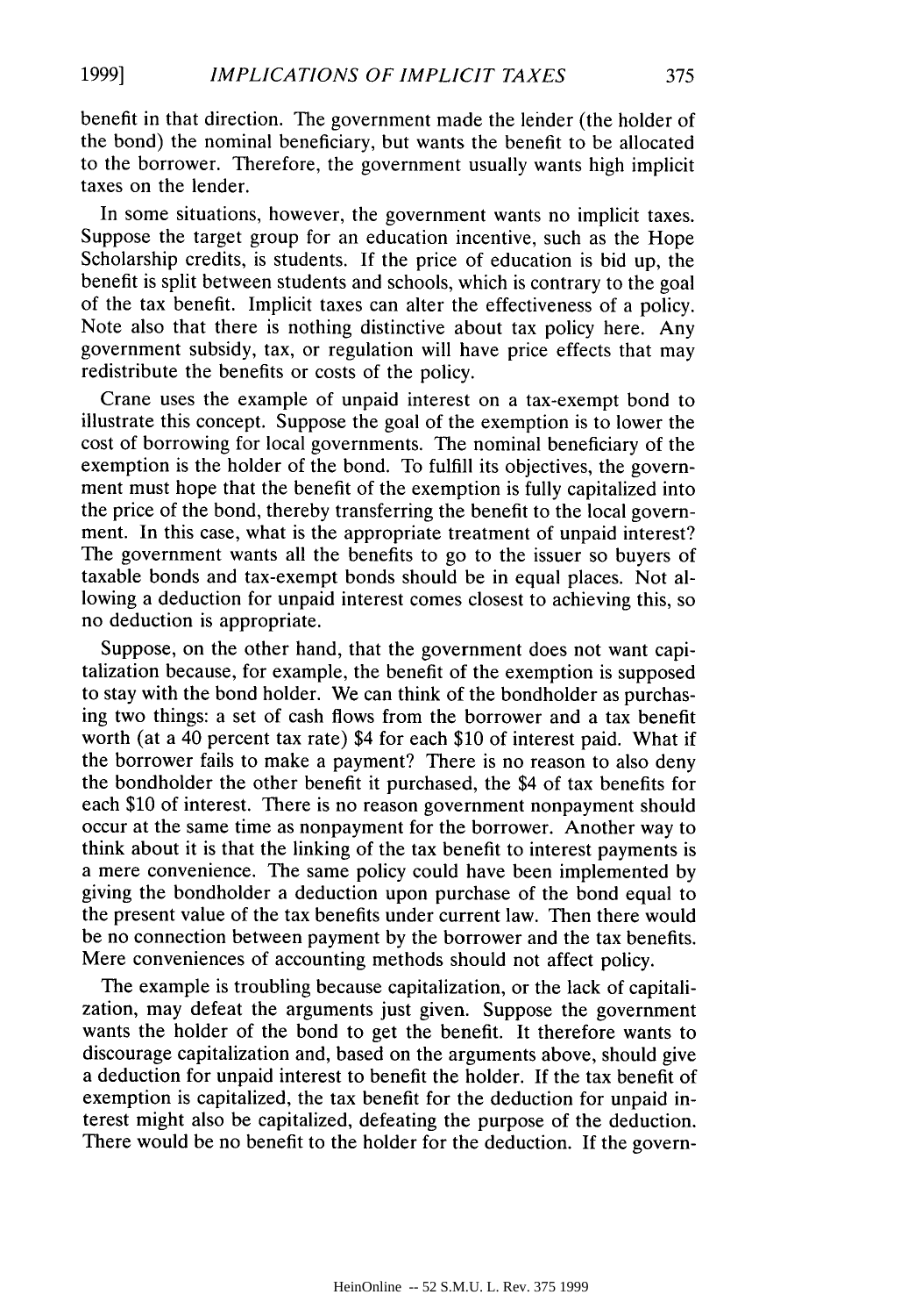benefit in that direction. The government made the lender (the holder of the bond) the nominal beneficiary, but wants the benefit to be allocated to the borrower. Therefore, the government usually wants high implicit taxes on the lender.

In some situations, however, the government wants no implicit taxes. Suppose the target group for an education incentive, such as the Hope Scholarship credits, is students. If the price of education is bid up, the benefit is split between students and schools, which is contrary to the goal of the tax benefit. Implicit taxes can alter the effectiveness of a policy. Note also that there is nothing distinctive about tax policy here. Any government subsidy, tax, or regulation will have price effects that may redistribute the benefits or costs of the policy.

Crane uses the example of unpaid interest on a tax-exempt bond to illustrate this concept. Suppose the goal of the exemption is to lower the cost of borrowing for local governments. The nominal beneficiary of the exemption is the holder of the bond. To fulfill its objectives, the government must hope that the benefit of the exemption is fully capitalized into the price of the bond, thereby transferring the benefit to the local government. In this case, what is the appropriate treatment of unpaid interest? The government wants all the benefits to go to the issuer so buyers of taxable bonds and tax-exempt bonds should be in equal places. Not allowing a deduction for unpaid interest comes closest to achieving this, so no deduction is appropriate.

Suppose, on the other hand, that the government does not want capitalization because, for example, the benefit of the exemption is supposed to stay with the bond holder. We can think of the bondholder as purchasing two things: a set of cash flows from the borrower and a tax benefit worth (at a 40 percent tax rate) $4 for each $10 of interest paid. What if the borrower fails to make a payment? There is no reason to also deny the bondholder the other benefit it purchased, the $4 of tax benefits for each $10 of interest. There is no reason government nonpayment should occur at the same time as nonpayment for the borrower. Another way to think about it is that the linking of the tax benefit to interest payments is a mere convenience. The same policy could have been implemented by giving the bondholder a deduction upon purchase of the bond equal to the present value of the tax benefits under current law. Then there would be no connection between payment by the borrower and the tax benefits. Mere conveniences of accounting methods should not affect policy.

The example is troubling because capitalization, or the lack of capitalization, may defeat the arguments just given. Suppose the government wants the holder of the bond to get the benefit. It therefore wants to discourage capitalization and, based on the arguments above, should give a deduction for unpaid interest to benefit the holder. If the tax benefit of exemption is capitalized, the tax benefit for the deduction for unpaid interest might also be capitalized, defeating the purpose of the deduction. There would be no benefit to the holder for the deduction. If the govern-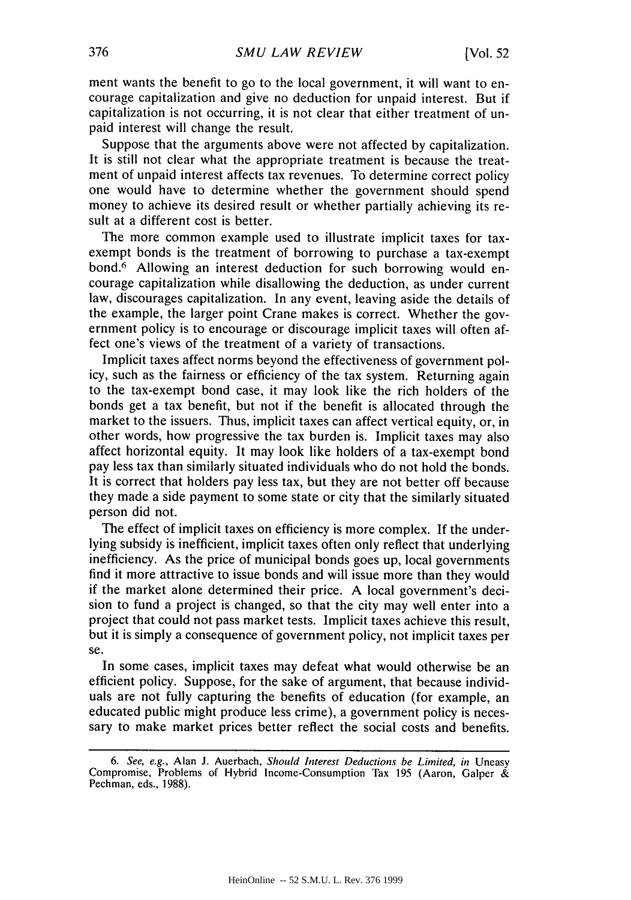ment wants the benefit to go to the local government, it will want to encourage capitalization and give no deduction for unpaid interest. But if capitalization is not occurring, it is not clear that either treatment of unpaid interest will change the result.

Suppose that the arguments above were not affected by capitalization. It is still not clear what the appropriate treatment is because the treatment of unpaid interest affects tax revenues. To determine correct policy one would have to determine whether the government should spend money to achieve its desired result or whether partially achieving its result at a different cost is better.

The more common example used to illustrate implicit taxes for tax-exempt bonds is the treatment of borrowing to purchase a tax-exempt bond.[6] Allowing an interest deduction for such borrowing would encourage capitalization while disallowing the deduction, as under current law, discourages capitalization. In any event, leaving aside the details of the example, the larger point Crane makes is correct. Whether the government policy is to encourage or discourage implicit taxes will often affect one's views of the treatment of a variety of transactions.

Implicit taxes affect norms beyond the effectiveness of government policy, such as the fairness or efficiency of the tax system. Returning again to the tax-exempt bond case, it may look like the rich holders of the bonds get a tax benefit, but not if the benefit is allocated through the market to the issuers. Thus, implicit taxes can affect vertical equity, or, in other words, how progressive the tax burden is. Implicit taxes may also affect horizontal equity. It may look like holders of a tax-exempt bond pay less tax than similarly situated individuals who do not hold the bonds. It is correct that holders pay less tax, but they are not better off because they made a side payment to some state or city that the similarly situated person did not.

The effect of implicit taxes on efficiency is more complex. If the underlying subsidy is inefficient, implicit taxes often only reflect that underlying inefficiency. As the price of municipal bonds goes up, local governments find it more attractive to issue bonds and will issue more than they would if the market alone determined their price. A local government's decision to fund a project is changed, so that the city may well enter into a project that could not pass market tests. Implicit taxes achieve this result, but it is simply a consequence of government policy, not implicit taxes per se.

In some cases, implicit taxes may defeat what would otherwise be an efficient policy. Suppose, for the sake of argument, that because individuals are not fully capturing the benefits of education (for example, an educated public might produce less crime), a government policy is necessary to make market prices better reflect the social costs and benefits.

---

6. *See, e.g.*, Alan J. Auerbach, *Should Interest Deductions be Limited*, *in* Uneasy Compromise, Problems of Hybrid Income-Consumption Tax 195 (Aaron, Galper & Pechman, eds., 1988).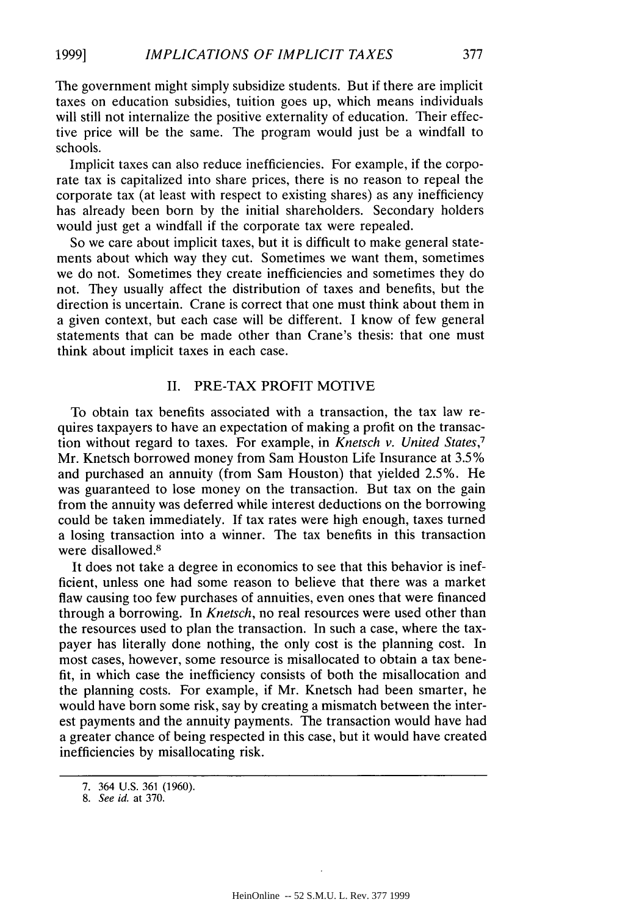The government might simply subsidize students. But if there are implicit taxes on education subsidies, tuition goes up, which means individuals will still not internalize the positive externality of education. Their effective price will be the same. The program would just be a windfall to schools.

Implicit taxes can also reduce inefficiencies. For example, if the corporate tax is capitalized into share prices, there is no reason to repeal the corporate tax (at least with respect to existing shares) as any inefficiency has already been born by the initial shareholders. Secondary holders would just get a windfall if the corporate tax were repealed.

So we care about implicit taxes, but it is difficult to make general statements about which way they cut. Sometimes we want them, sometimes we do not. Sometimes they create inefficiencies and sometimes they do not. They usually affect the distribution of taxes and benefits, but the direction is uncertain. Crane is correct that one must think about them in a given context, but each case will be different. I know of few general statements that can be made other than Crane's thesis: that one must think about implicit taxes in each case.

## II. PRE-TAX PROFIT MOTIVE

To obtain tax benefits associated with a transaction, the tax law requires taxpayers to have an expectation of making a profit on the transaction without regard to taxes. For example, in *Knetsch v. United States*,[7] Mr. Knetsch borrowed money from Sam Houston Life Insurance at 3.5% and purchased an annuity (from Sam Houston) that yielded 2.5%. He was guaranteed to lose money on the transaction. But tax on the gain from the annuity was deferred while interest deductions on the borrowing could be taken immediately. If tax rates were high enough, taxes turned a losing transaction into a winner. The tax benefits in this transaction were disallowed.[8]

It does not take a degree in economics to see that this behavior is inefficient, unless one had some reason to believe that there was a market flaw causing too few purchases of annuities, even ones that were financed through a borrowing. In *Knetsch*, no real resources were used other than the resources used to plan the transaction. In such a case, where the taxpayer has literally done nothing, the only cost is the planning cost. In most cases, however, some resource is misallocated to obtain a tax benefit, in which case the inefficiency consists of both the misallocation and the planning costs. For example, if Mr. Knetsch had been smarter, he would have born some risk, say by creating a mismatch between the interest payments and the annuity payments. The transaction would have had a greater chance of being respected in this case, but it would have created inefficiencies by misallocating risk.

---

7. 364 U.S. 361 (1960).

8. *See id.* at 370.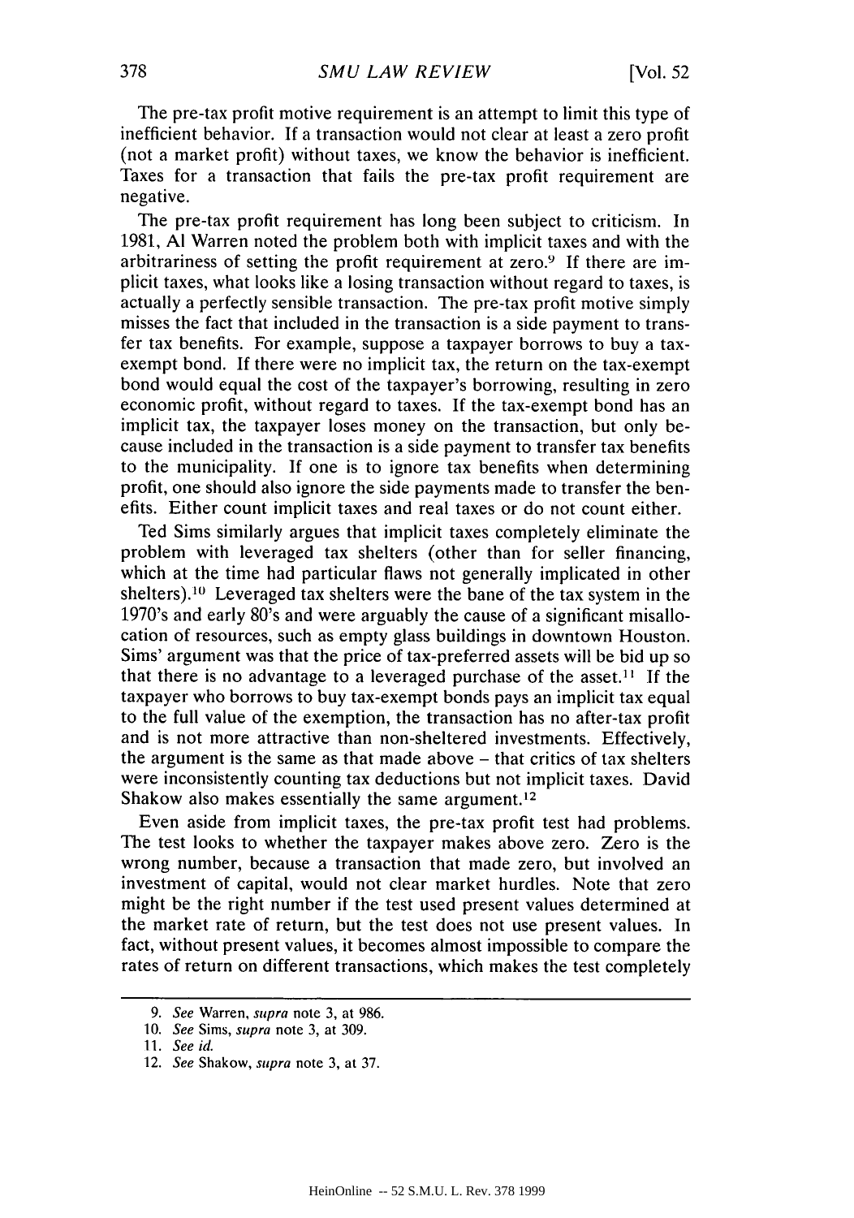The pre-tax profit motive requirement is an attempt to limit this type of inefficient behavior. If a transaction would not clear at least a zero profit (not a market profit) without taxes, we know the behavior is inefficient. Taxes for a transaction that fails the pre-tax profit requirement are negative.

The pre-tax profit requirement has long been subject to criticism. In 1981, Al Warren noted the problem both with implicit taxes and with the arbitrariness of setting the profit requirement at zero.[9] If there are implicit taxes, what looks like a losing transaction without regard to taxes, is actually a perfectly sensible transaction. The pre-tax profit motive simply misses the fact that included in the transaction is a side payment to transfer tax benefits. For example, suppose a taxpayer borrows to buy a tax-exempt bond. If there were no implicit tax, the return on the tax-exempt bond would equal the cost of the taxpayer's borrowing, resulting in zero economic profit, without regard to taxes. If the tax-exempt bond has an implicit tax, the taxpayer loses money on the transaction, but only because included in the transaction is a side payment to transfer tax benefits to the municipality. If one is to ignore tax benefits when determining profit, one should also ignore the side payments made to transfer the benefits. Either count implicit taxes and real taxes or do not count either.

Ted Sims similarly argues that implicit taxes completely eliminate the problem with leveraged tax shelters (other than for seller financing, which at the time had particular flaws not generally implicated in other shelters).[10] Leveraged tax shelters were the bane of the tax system in the 1970's and early 80's and were arguably the cause of a significant misallocation of resources, such as empty glass buildings in downtown Houston. Sims' argument was that the price of tax-preferred assets will be bid up so that there is no advantage to a leveraged purchase of the asset.[11] If the taxpayer who borrows to buy tax-exempt bonds pays an implicit tax equal to the full value of the exemption, the transaction has no after-tax profit and is not more attractive than non-sheltered investments. Effectively, the argument is the same as that made above – that critics of tax shelters were inconsistently counting tax deductions but not implicit taxes. David Shakow also makes essentially the same argument.[12]

Even aside from implicit taxes, the pre-tax profit test had problems. The test looks to whether the taxpayer makes above zero. Zero is the wrong number, because a transaction that made zero, but involved an investment of capital, would not clear market hurdles. Note that zero might be the right number if the test used present values determined at the market rate of return, but the test does not use present values. In fact, without present values, it becomes almost impossible to compare the rates of return on different transactions, which makes the test completely

---

9. *See* Warren, *supra* note 3, at 986.

10. *See* Sims, *supra* note 3, at 309.

11. *See id.*

12. *See* Shakow, *supra* note 3, at 37.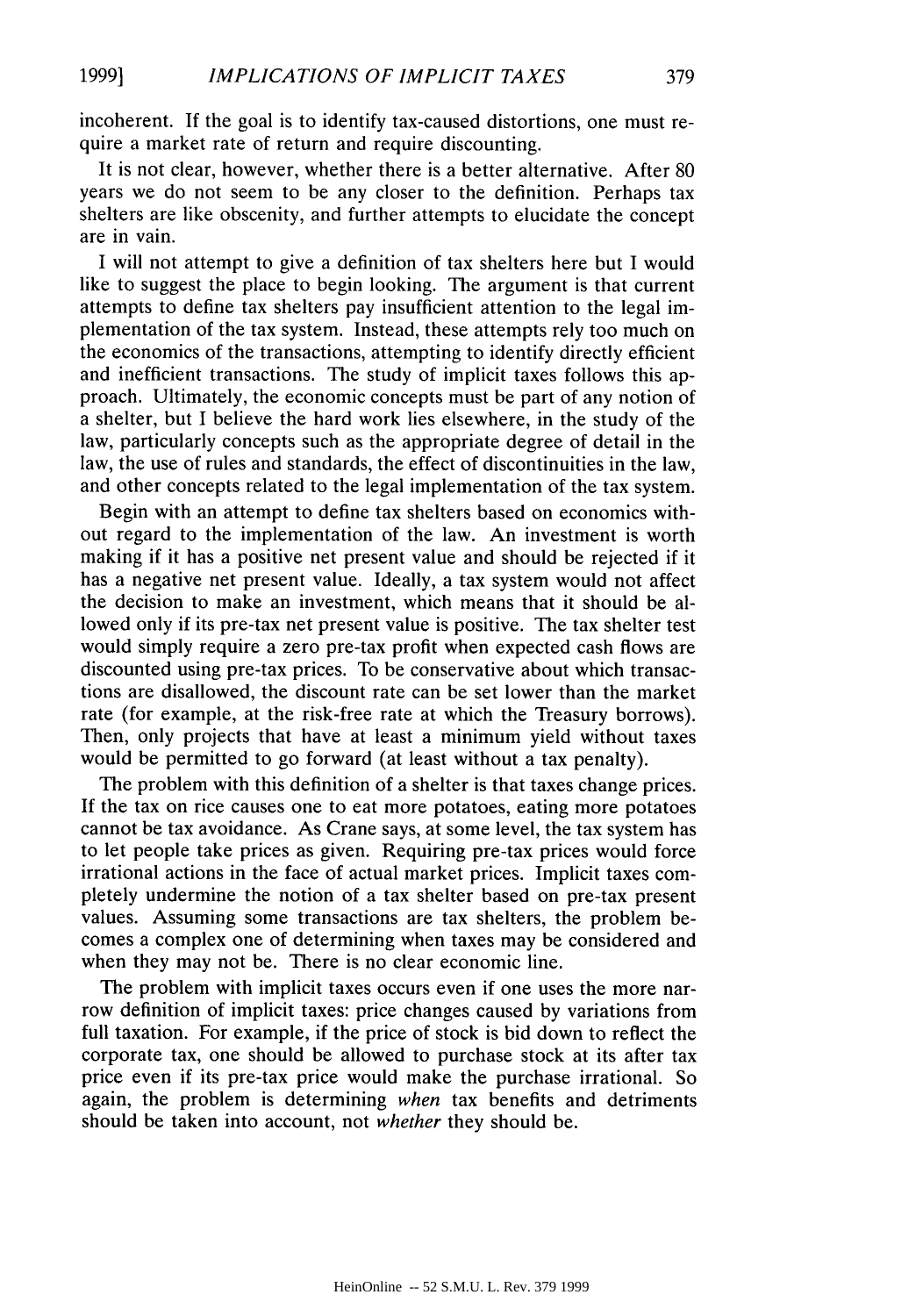incoherent. If the goal is to identify tax-caused distortions, one must require a market rate of return and require discounting.

It is not clear, however, whether there is a better alternative. After 80 years we do not seem to be any closer to the definition. Perhaps tax shelters are like obscenity, and further attempts to elucidate the concept are in vain.

I will not attempt to give a definition of tax shelters here but I would like to suggest the place to begin looking. The argument is that current attempts to define tax shelters pay insufficient attention to the legal implementation of the tax system. Instead, these attempts rely too much on the economics of the transactions, attempting to identify directly efficient and inefficient transactions. The study of implicit taxes follows this approach. Ultimately, the economic concepts must be part of any notion of a shelter, but I believe the hard work lies elsewhere, in the study of the law, particularly concepts such as the appropriate degree of detail in the law, the use of rules and standards, the effect of discontinuities in the law, and other concepts related to the legal implementation of the tax system.

Begin with an attempt to define tax shelters based on economics without regard to the implementation of the law. An investment is worth making if it has a positive net present value and should be rejected if it has a negative net present value. Ideally, a tax system would not affect the decision to make an investment, which means that it should be allowed only if its pre-tax net present value is positive. The tax shelter test would simply require a zero pre-tax profit when expected cash flows are discounted using pre-tax prices. To be conservative about which transactions are disallowed, the discount rate can be set lower than the market rate (for example, at the risk-free rate at which the Treasury borrows). Then, only projects that have at least a minimum yield without taxes would be permitted to go forward (at least without a tax penalty).

The problem with this definition of a shelter is that taxes change prices. If the tax on rice causes one to eat more potatoes, eating more potatoes cannot be tax avoidance. As Crane says, at some level, the tax system has to let people take prices as given. Requiring pre-tax prices would force irrational actions in the face of actual market prices. Implicit taxes completely undermine the notion of a tax shelter based on pre-tax present values. Assuming some transactions are tax shelters, the problem becomes a complex one of determining when taxes may be considered and when they may not be. There is no clear economic line.

The problem with implicit taxes occurs even if one uses the more narrow definition of implicit taxes: price changes caused by variations from full taxation. For example, if the price of stock is bid down to reflect the corporate tax, one should be allowed to purchase stock at its after tax price even if its pre-tax price would make the purchase irrational. So again, the problem is determining *when* tax benefits and detriments should be taken into account, not *whether* they should be.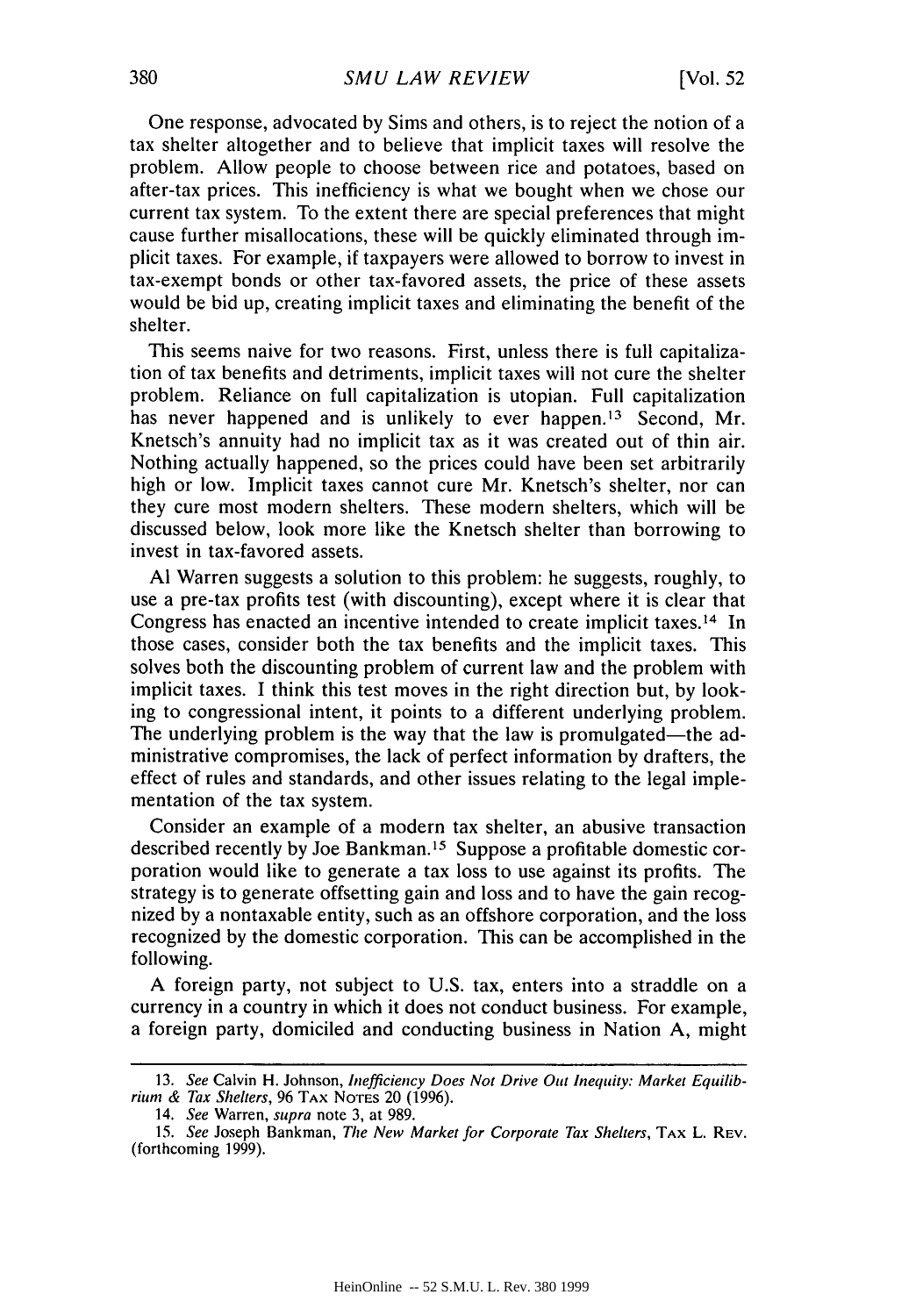One response, advocated by Sims and others, is to reject the notion of a tax shelter altogether and to believe that implicit taxes will resolve the problem. Allow people to choose between rice and potatoes, based on after-tax prices. This inefficiency is what we bought when we chose our current tax system. To the extent there are special preferences that might cause further misallocations, these will be quickly eliminated through implicit taxes. For example, if taxpayers were allowed to borrow to invest in tax-exempt bonds or other tax-favored assets, the price of these assets would be bid up, creating implicit taxes and eliminating the benefit of the shelter.

This seems naive for two reasons. First, unless there is full capitalization of tax benefits and detriments, implicit taxes will not cure the shelter problem. Reliance on full capitalization is utopian. Full capitalization has never happened and is unlikely to ever happen.[13] Second, Mr. Knetsch's annuity had no implicit tax as it was created out of thin air. Nothing actually happened, so the prices could have been set arbitrarily high or low. Implicit taxes cannot cure Mr. Knetsch's shelter, nor can they cure most modern shelters. These modern shelters, which will be discussed below, look more like the Knetsch shelter than borrowing to invest in tax-favored assets.

Al Warren suggests a solution to this problem: he suggests, roughly, to use a pre-tax profits test (with discounting), except where it is clear that Congress has enacted an incentive intended to create implicit taxes.[14] In those cases, consider both the tax benefits and the implicit taxes. This solves both the discounting problem of current law and the problem with implicit taxes. I think this test moves in the right direction but, by looking to congressional intent, it points to a different underlying problem. The underlying problem is the way that the law is promulgated—the administrative compromises, the lack of perfect information by drafters, the effect of rules and standards, and other issues relating to the legal implementation of the tax system.

Consider an example of a modern tax shelter, an abusive transaction described recently by Joe Bankman.[15] Suppose a profitable domestic corporation would like to generate a tax loss to use against its profits. The strategy is to generate offsetting gain and loss and to have the gain recognized by a nontaxable entity, such as an offshore corporation, and the loss recognized by the domestic corporation. This can be accomplished in the following.

A foreign party, not subject to U.S. tax, enters into a straddle on a currency in a country in which it does not conduct business. For example, a foreign party, domiciled and conducting business in Nation A, might

---

13. *See* Calvin H. Johnson, *Inefficiency Does Not Drive Out Inequity: Market Equilibrium & Tax Shelters*, 96 TAX NOTES 20 (1996).

14. *See* Warren, *supra* note 3, at 989.

15. *See* Joseph Bankman, *The New Market for Corporate Tax Shelters*, TAX L. REV. (forthcoming 1999).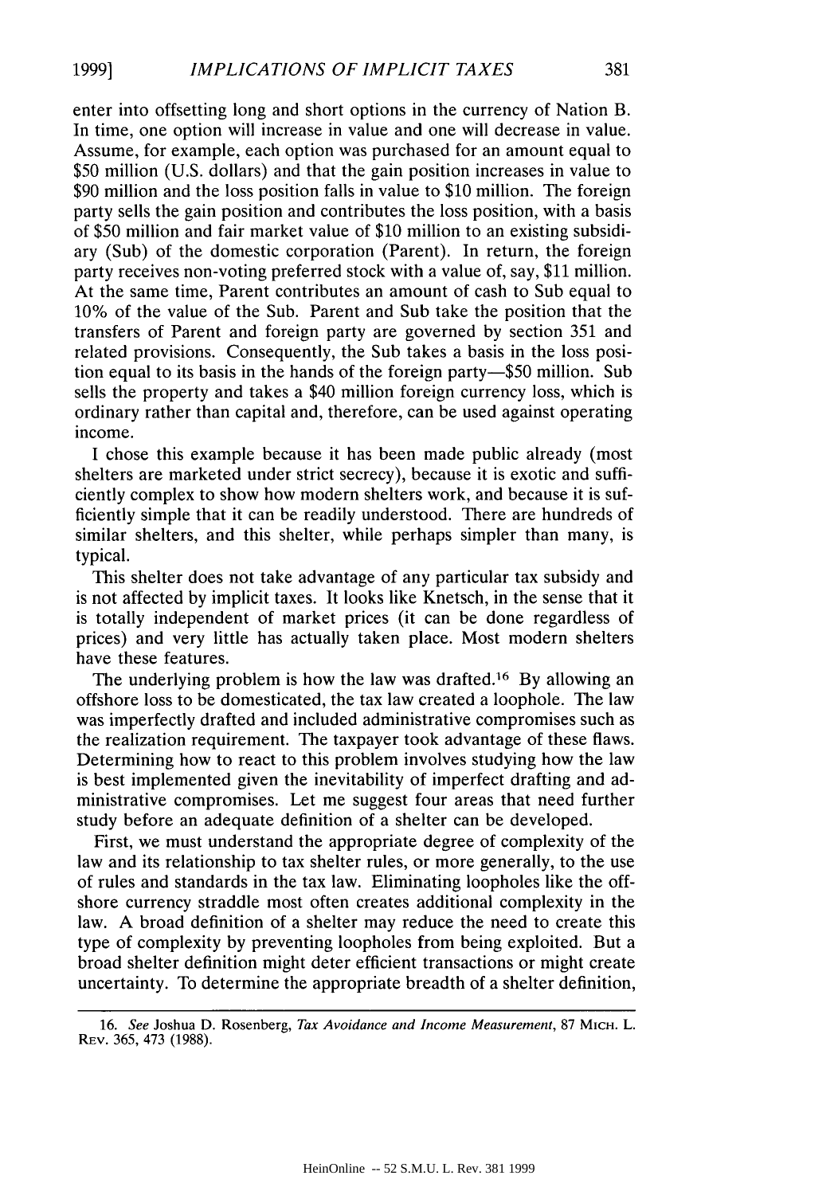enter into offsetting long and short options in the currency of Nation B. In time, one option will increase in value and one will decrease in value. Assume, for example, each option was purchased for an amount equal to $50 million (U.S. dollars) and that the gain position increases in value to $90 million and the loss position falls in value to $10 million. The foreign party sells the gain position and contributes the loss position, with a basis of $50 million and fair market value of $10 million to an existing subsidiary (Sub) of the domestic corporation (Parent). In return, the foreign party receives non-voting preferred stock with a value of, say, $11 million. At the same time, Parent contributes an amount of cash to Sub equal to 10% of the value of the Sub. Parent and Sub take the position that the transfers of Parent and foreign party are governed by section 351 and related provisions. Consequently, the Sub takes a basis in the loss position equal to its basis in the hands of the foreign party—$50 million. Sub sells the property and takes a $40 million foreign currency loss, which is ordinary rather than capital and, therefore, can be used against operating income.

I chose this example because it has been made public already (most shelters are marketed under strict secrecy), because it is exotic and sufficiently complex to show how modern shelters work, and because it is sufficiently simple that it can be readily understood. There are hundreds of similar shelters, and this shelter, while perhaps simpler than many, is typical.

This shelter does not take advantage of any particular tax subsidy and is not affected by implicit taxes. It looks like Knetsch, in the sense that it is totally independent of market prices (it can be done regardless of prices) and very little has actually taken place. Most modern shelters have these features.

The underlying problem is how the law was drafted.[16] By allowing an offshore loss to be domesticated, the tax law created a loophole. The law was imperfectly drafted and included administrative compromises such as the realization requirement. The taxpayer took advantage of these flaws. Determining how to react to this problem involves studying how the law is best implemented given the inevitability of imperfect drafting and administrative compromises. Let me suggest four areas that need further study before an adequate definition of a shelter can be developed.

First, we must understand the appropriate degree of complexity of the law and its relationship to tax shelter rules, or more generally, to the use of rules and standards in the tax law. Eliminating loopholes like the offshore currency straddle most often creates additional complexity in the law. A broad definition of a shelter may reduce the need to create this type of complexity by preventing loopholes from being exploited. But a broad shelter definition might deter efficient transactions or might create uncertainty. To determine the appropriate breadth of a shelter definition,

---

16. *See* Joshua D. Rosenberg, *Tax Avoidance and Income Measurement*, 87 MICH. L. REV. 365, 473 (1988).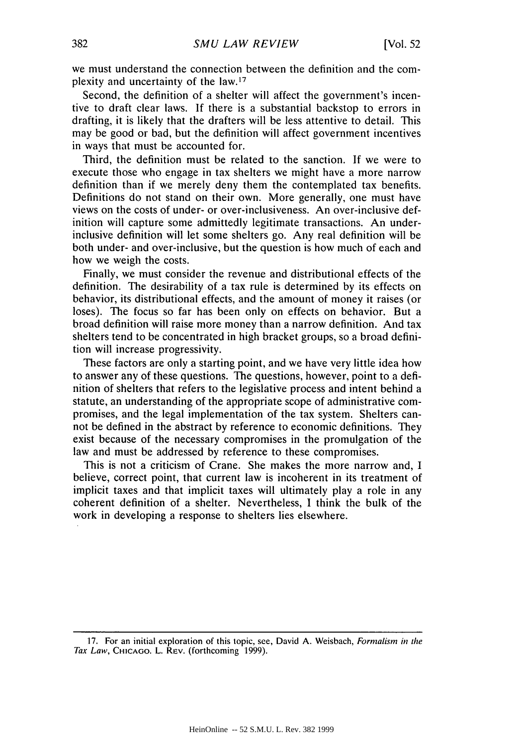we must understand the connection between the definition and the complexity and uncertainty of the law.[17]

Second, the definition of a shelter will affect the government's incentive to draft clear laws. If there is a substantial backstop to errors in drafting, it is likely that the drafters will be less attentive to detail. This may be good or bad, but the definition will affect government incentives in ways that must be accounted for.

Third, the definition must be related to the sanction. If we were to execute those who engage in tax shelters we might have a more narrow definition than if we merely deny them the contemplated tax benefits. Definitions do not stand on their own. More generally, one must have views on the costs of under- or over-inclusiveness. An over-inclusive definition will capture some admittedly legitimate transactions. An under-inclusive definition will let some shelters go. Any real definition will be both under- and over-inclusive, but the question is how much of each and how we weigh the costs.

Finally, we must consider the revenue and distributional effects of the definition. The desirability of a tax rule is determined by its effects on behavior, its distributional effects, and the amount of money it raises (or loses). The focus so far has been only on effects on behavior. But a broad definition will raise more money than a narrow definition. And tax shelters tend to be concentrated in high bracket groups, so a broad definition will increase progressivity.

These factors are only a starting point, and we have very little idea how to answer any of these questions. The questions, however, point to a definition of shelters that refers to the legislative process and intent behind a statute, an understanding of the appropriate scope of administrative compromises, and the legal implementation of the tax system. Shelters cannot be defined in the abstract by reference to economic definitions. They exist because of the necessary compromises in the promulgation of the law and must be addressed by reference to these compromises.

This is not a criticism of Crane. She makes the more narrow and, I believe, correct point, that current law is incoherent in its treatment of implicit taxes and that implicit taxes will ultimately play a role in any coherent definition of a shelter. Nevertheless, I think the bulk of the work in developing a response to shelters lies elsewhere.

---

17. For an initial exploration of this topic, see, David A. Weisbach, *Formalism in the Tax Law*, CHICAGO. L. REV. (forthcoming 1999).